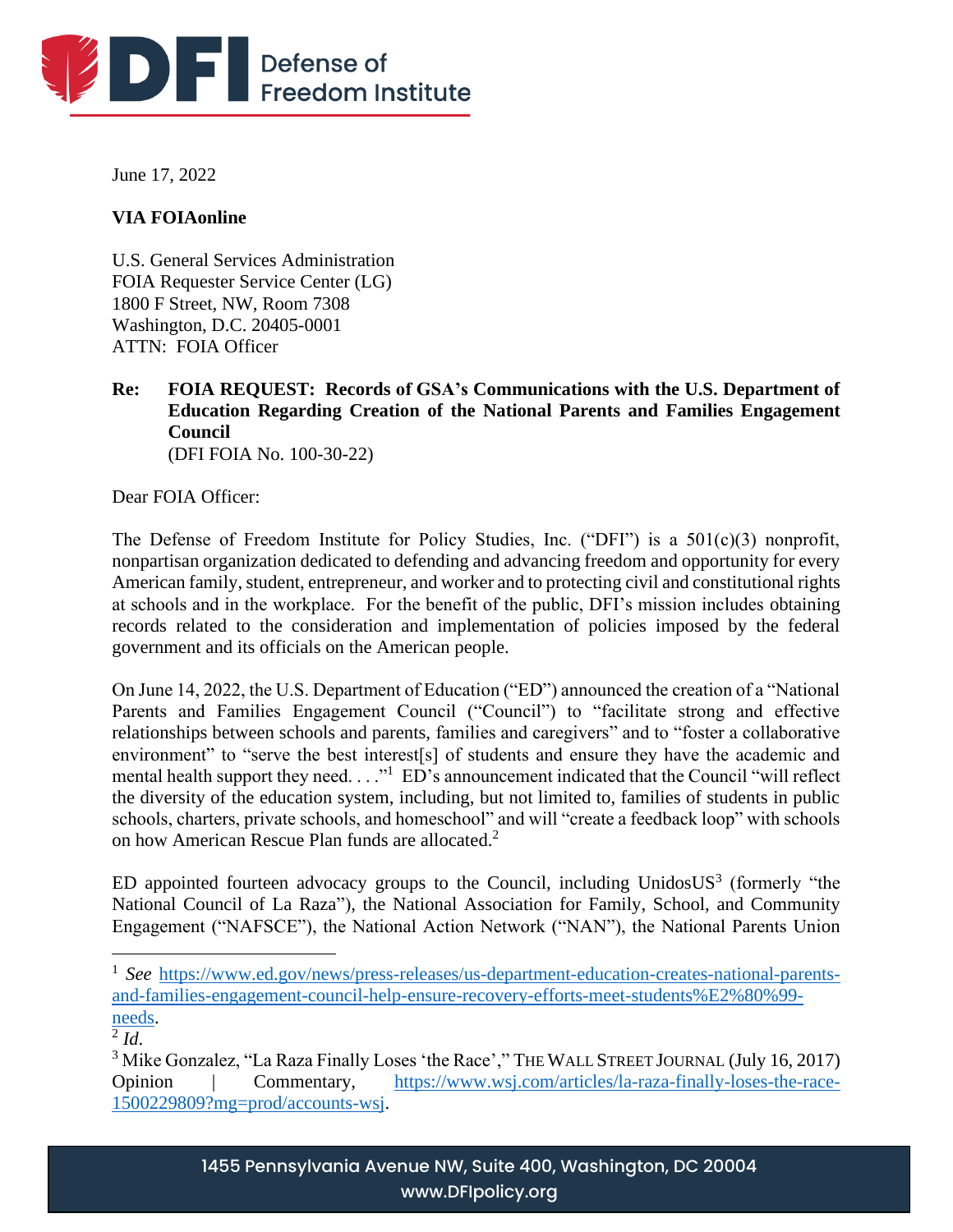DFI Defense of Freedom Institute

June 17, 2022

**VIA FOIAonline**

U.S. General Services Administration
FOIA Requester Service Center (LG)
1800 F Street, NW, Room 7308
Washington, D.C. 20405-0001
ATTN: FOIA Officer

**Re: FOIA REQUEST: Records of GSA's Communications with the U.S. Department of Education Regarding Creation of the National Parents and Families Engagement Council**
(DFI FOIA No. 100-30-22)

Dear FOIA Officer:

The Defense of Freedom Institute for Policy Studies, Inc. ("DFI") is a 501(c)(3) nonprofit, nonpartisan organization dedicated to defending and advancing freedom and opportunity for every American family, student, entrepreneur, and worker and to protecting civil and constitutional rights at schools and in the workplace. For the benefit of the public, DFI's mission includes obtaining records related to the consideration and implementation of policies imposed by the federal government and its officials on the American people.

On June 14, 2022, the U.S. Department of Education ("ED") announced the creation of a "National Parents and Families Engagement Council ("Council") to "facilitate strong and effective relationships between schools and parents, families and caregivers" and to "foster a collaborative environment" to "serve the best interest[s] of students and ensure they have the academic and mental health support they need. . . ."[1] ED's announcement indicated that the Council "will reflect the diversity of the education system, including, but not limited to, families of students in public schools, charters, private schools, and homeschool" and will "create a feedback loop" with schools on how American Rescue Plan funds are allocated.[2]

ED appointed fourteen advocacy groups to the Council, including UnidosUS[3] (formerly "the National Council of La Raza"), the National Association for Family, School, and Community Engagement ("NAFSCE"), the National Action Network ("NAN"), the National Parents Union

---

[1] *See* https://www.ed.gov/news/press-releases/us-department-education-creates-national-parents-and-families-engagement-council-help-ensure-recovery-efforts-meet-students%E2%80%99-needs.

[2] *Id.*

[3] Mike Gonzalez, "La Raza Finally Loses 'the Race'," THE WALL STREET JOURNAL (July 16, 2017) Opinion | Commentary, https://www.wsj.com/articles/la-raza-finally-loses-the-race-1500229809?mg=prod/accounts-wsj.

1455 Pennsylvania Avenue NW, Suite 400, Washington, DC 20004
www.DFIpolicy.org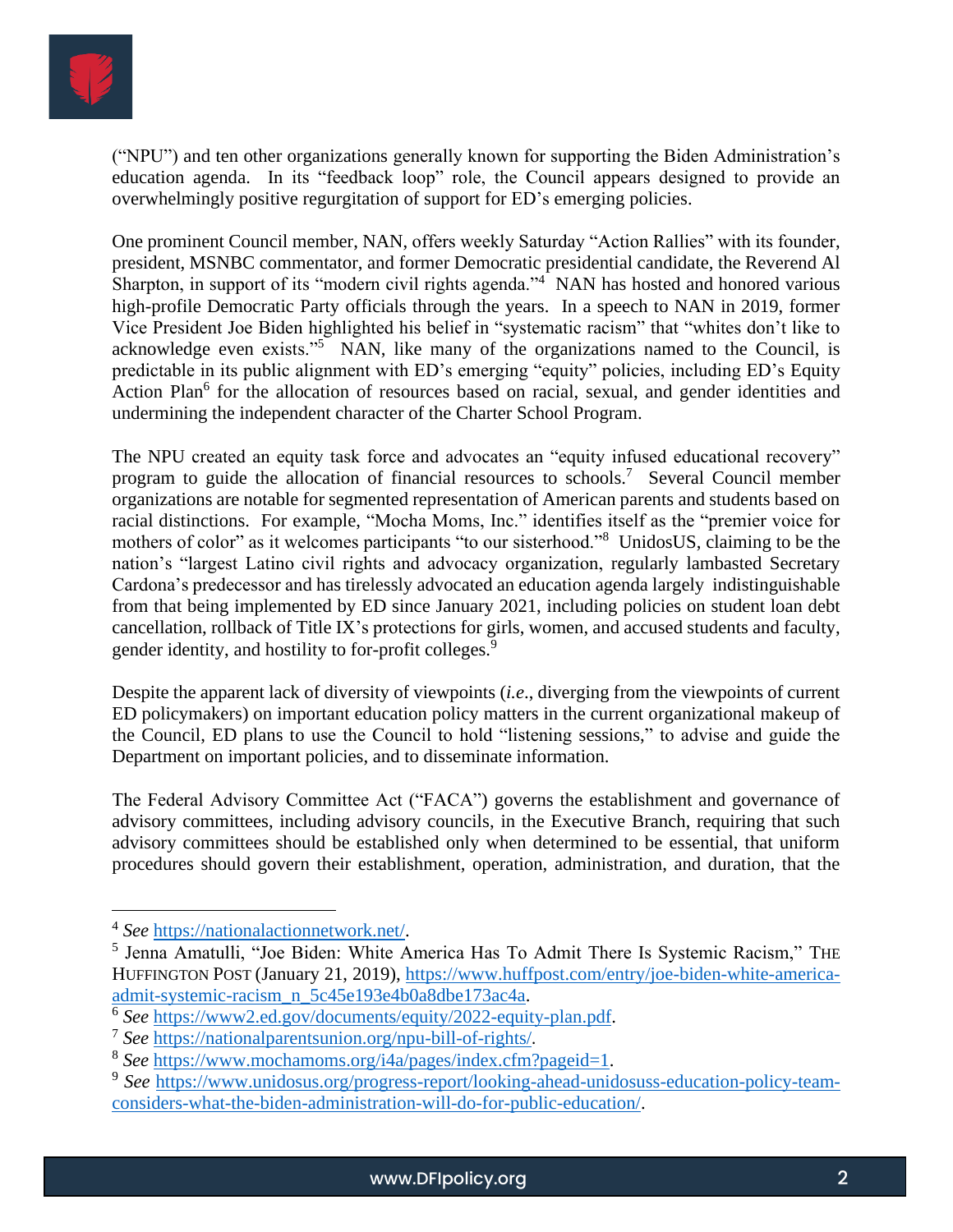("NPU") and ten other organizations generally known for supporting the Biden Administration's education agenda. In its "feedback loop" role, the Council appears designed to provide an overwhelmingly positive regurgitation of support for ED's emerging policies.

One prominent Council member, NAN, offers weekly Saturday "Action Rallies" with its founder, president, MSNBC commentator, and former Democratic presidential candidate, the Reverend Al Sharpton, in support of its "modern civil rights agenda."[4] NAN has hosted and honored various high-profile Democratic Party officials through the years. In a speech to NAN in 2019, former Vice President Joe Biden highlighted his belief in "systematic racism" that "whites don't like to acknowledge even exists."[5] NAN, like many of the organizations named to the Council, is predictable in its public alignment with ED's emerging "equity" policies, including ED's Equity Action Plan[6] for the allocation of resources based on racial, sexual, and gender identities and undermining the independent character of the Charter School Program.

The NPU created an equity task force and advocates an "equity infused educational recovery" program to guide the allocation of financial resources to schools.[7] Several Council member organizations are notable for segmented representation of American parents and students based on racial distinctions. For example, "Mocha Moms, Inc." identifies itself as the "premier voice for mothers of color" as it welcomes participants "to our sisterhood."[8] UnidosUS, claiming to be the nation's "largest Latino civil rights and advocacy organization, regularly lambasted Secretary Cardona's predecessor and has tirelessly advocated an education agenda largely indistinguishable from that being implemented by ED since January 2021, including policies on student loan debt cancellation, rollback of Title IX's protections for girls, women, and accused students and faculty, gender identity, and hostility to for-profit colleges.[9]

Despite the apparent lack of diversity of viewpoints (*i.e*., diverging from the viewpoints of current ED policymakers) on important education policy matters in the current organizational makeup of the Council, ED plans to use the Council to hold "listening sessions," to advise and guide the Department on important policies, and to disseminate information.

The Federal Advisory Committee Act ("FACA") governs the establishment and governance of advisory committees, including advisory councils, in the Executive Branch, requiring that such advisory committees should be established only when determined to be essential, that uniform procedures should govern their establishment, operation, administration, and duration, that the

---

[4] *See* https://nationalactionnetwork.net/.

[5] Jenna Amatulli, "Joe Biden: White America Has To Admit There Is Systemic Racism," THE HUFFINGTON POST (January 21, 2019), https://www.huffpost.com/entry/joe-biden-white-america-admit-systemic-racism_n_5c45e193e4b0a8dbe173ac4a.

[6] *See* https://www2.ed.gov/documents/equity/2022-equity-plan.pdf.

[7] *See* https://nationalparentsunion.org/npu-bill-of-rights/.

[8] *See* https://www.mochamoms.org/i4a/pages/index.cfm?pageid=1.

[9] *See* https://www.unidosus.org/progress-report/looking-ahead-unidosuss-education-policy-team-considers-what-the-biden-administration-will-do-for-public-education/.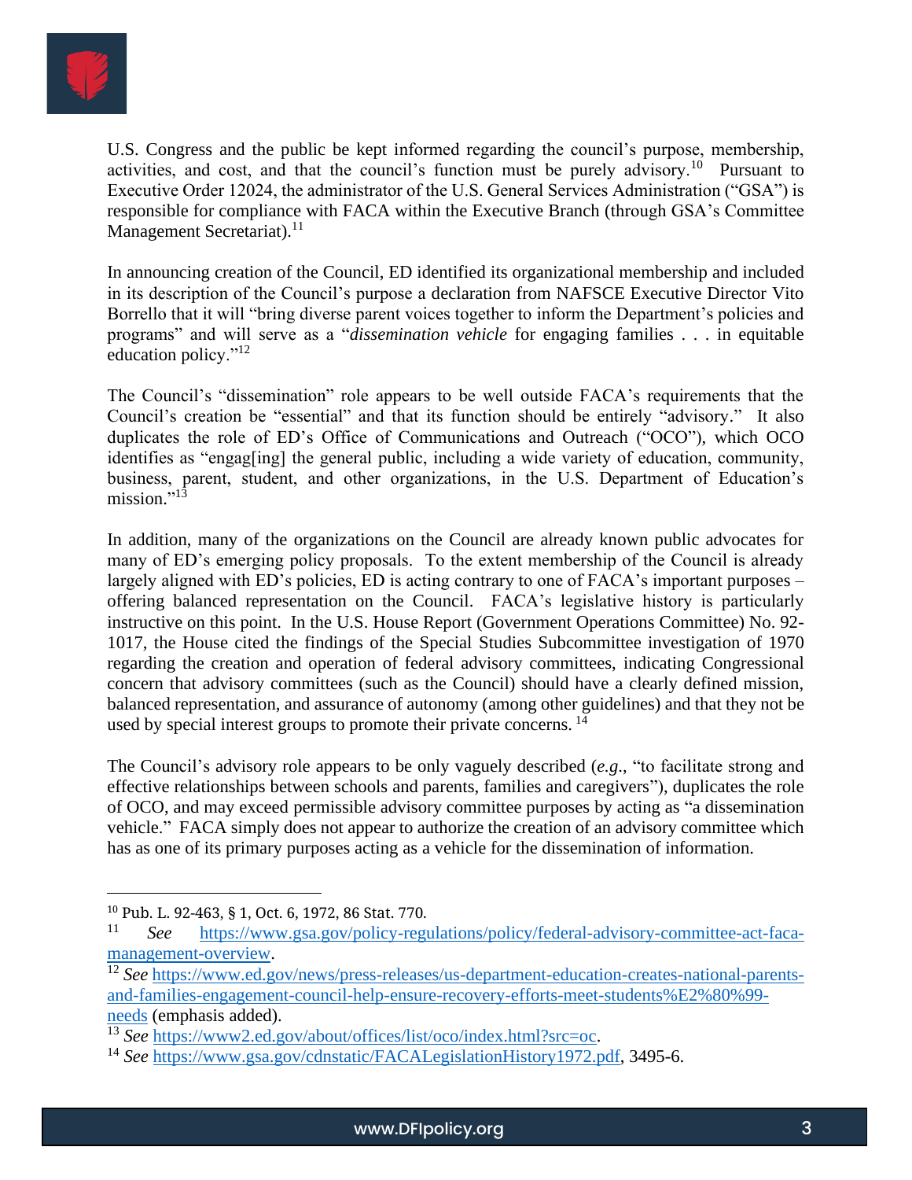U.S. Congress and the public be kept informed regarding the council's purpose, membership, activities, and cost, and that the council's function must be purely advisory.[10] Pursuant to Executive Order 12024, the administrator of the U.S. General Services Administration ("GSA") is responsible for compliance with FACA within the Executive Branch (through GSA's Committee Management Secretariat).[11]

In announcing creation of the Council, ED identified its organizational membership and included in its description of the Council's purpose a declaration from NAFSCE Executive Director Vito Borrello that it will "bring diverse parent voices together to inform the Department's policies and programs" and will serve as a "*dissemination vehicle* for engaging families . . . in equitable education policy."[12]

The Council's "dissemination" role appears to be well outside FACA's requirements that the Council's creation be "essential" and that its function should be entirely "advisory." It also duplicates the role of ED's Office of Communications and Outreach ("OCO"), which OCO identifies as "engag[ing] the general public, including a wide variety of education, community, business, parent, student, and other organizations, in the U.S. Department of Education's mission."[13]

In addition, many of the organizations on the Council are already known public advocates for many of ED's emerging policy proposals. To the extent membership of the Council is already largely aligned with ED's policies, ED is acting contrary to one of FACA's important purposes – offering balanced representation on the Council. FACA's legislative history is particularly instructive on this point. In the U.S. House Report (Government Operations Committee) No. 92-1017, the House cited the findings of the Special Studies Subcommittee investigation of 1970 regarding the creation and operation of federal advisory committees, indicating Congressional concern that advisory committees (such as the Council) should have a clearly defined mission, balanced representation, and assurance of autonomy (among other guidelines) and that they not be used by special interest groups to promote their private concerns.[14]

The Council's advisory role appears to be only vaguely described (*e.g.*, "to facilitate strong and effective relationships between schools and parents, families and caregivers"), duplicates the role of OCO, and may exceed permissible advisory committee purposes by acting as "a dissemination vehicle." FACA simply does not appear to authorize the creation of an advisory committee which has as one of its primary purposes acting as a vehicle for the dissemination of information.

---

[10] Pub. L. 92-463, § 1, Oct. 6, 1972, 86 Stat. 770.

[11] *See* https://www.gsa.gov/policy-regulations/policy/federal-advisory-committee-act-faca-management-overview.

[12] *See* https://www.ed.gov/news/press-releases/us-department-education-creates-national-parents-and-families-engagement-council-help-ensure-recovery-efforts-meet-students%E2%80%99-needs (emphasis added).

[13] *See* https://www2.ed.gov/about/offices/list/oco/index.html?src=oc.

[14] *See* https://www.gsa.gov/cdnstatic/FACALegislationHistory1972.pdf, 3495-6.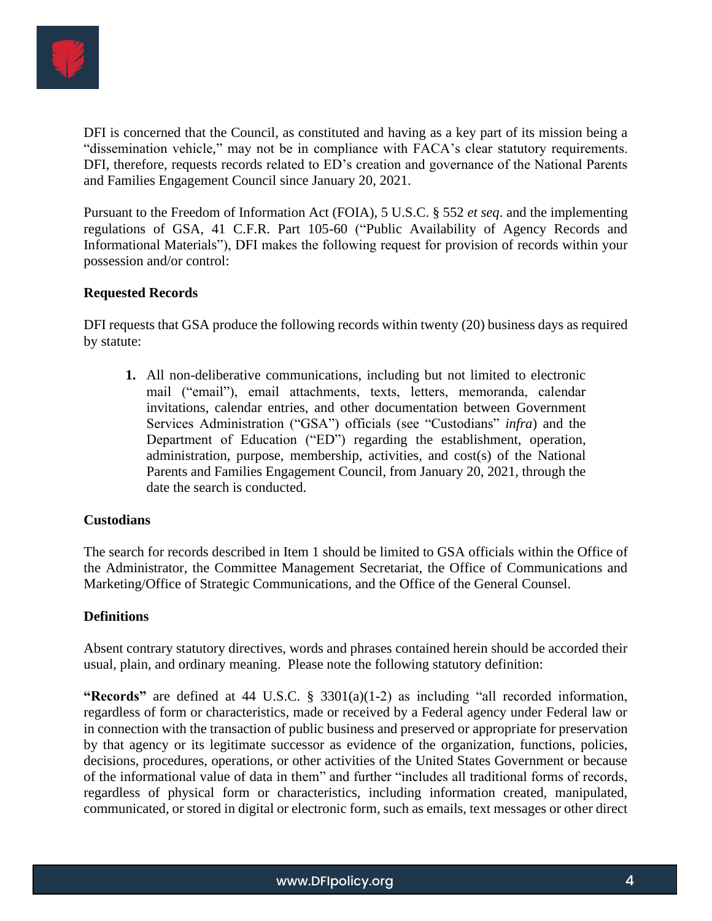DFI is concerned that the Council, as constituted and having as a key part of its mission being a "dissemination vehicle," may not be in compliance with FACA's clear statutory requirements. DFI, therefore, requests records related to ED's creation and governance of the National Parents and Families Engagement Council since January 20, 2021.

Pursuant to the Freedom of Information Act (FOIA), 5 U.S.C. § 552 *et seq*. and the implementing regulations of GSA, 41 C.F.R. Part 105-60 ("Public Availability of Agency Records and Informational Materials"), DFI makes the following request for provision of records within your possession and/or control:

**Requested Records**

DFI requests that GSA produce the following records within twenty (20) business days as required by statute:

1. All non-deliberative communications, including but not limited to electronic mail ("email"), email attachments, texts, letters, memoranda, calendar invitations, calendar entries, and other documentation between Government Services Administration ("GSA") officials (see "Custodians" *infra*) and the Department of Education ("ED") regarding the establishment, operation, administration, purpose, membership, activities, and cost(s) of the National Parents and Families Engagement Council, from January 20, 2021, through the date the search is conducted.

**Custodians**

The search for records described in Item 1 should be limited to GSA officials within the Office of the Administrator, the Committee Management Secretariat, the Office of Communications and Marketing/Office of Strategic Communications, and the Office of the General Counsel.

**Definitions**

Absent contrary statutory directives, words and phrases contained herein should be accorded their usual, plain, and ordinary meaning. Please note the following statutory definition:

**"Records"** are defined at 44 U.S.C. § 3301(a)(1-2) as including "all recorded information, regardless of form or characteristics, made or received by a Federal agency under Federal law or in connection with the transaction of public business and preserved or appropriate for preservation by that agency or its legitimate successor as evidence of the organization, functions, policies, decisions, procedures, operations, or other activities of the United States Government or because of the informational value of data in them" and further "includes all traditional forms of records, regardless of physical form or characteristics, including information created, manipulated, communicated, or stored in digital or electronic form, such as emails, text messages or other direct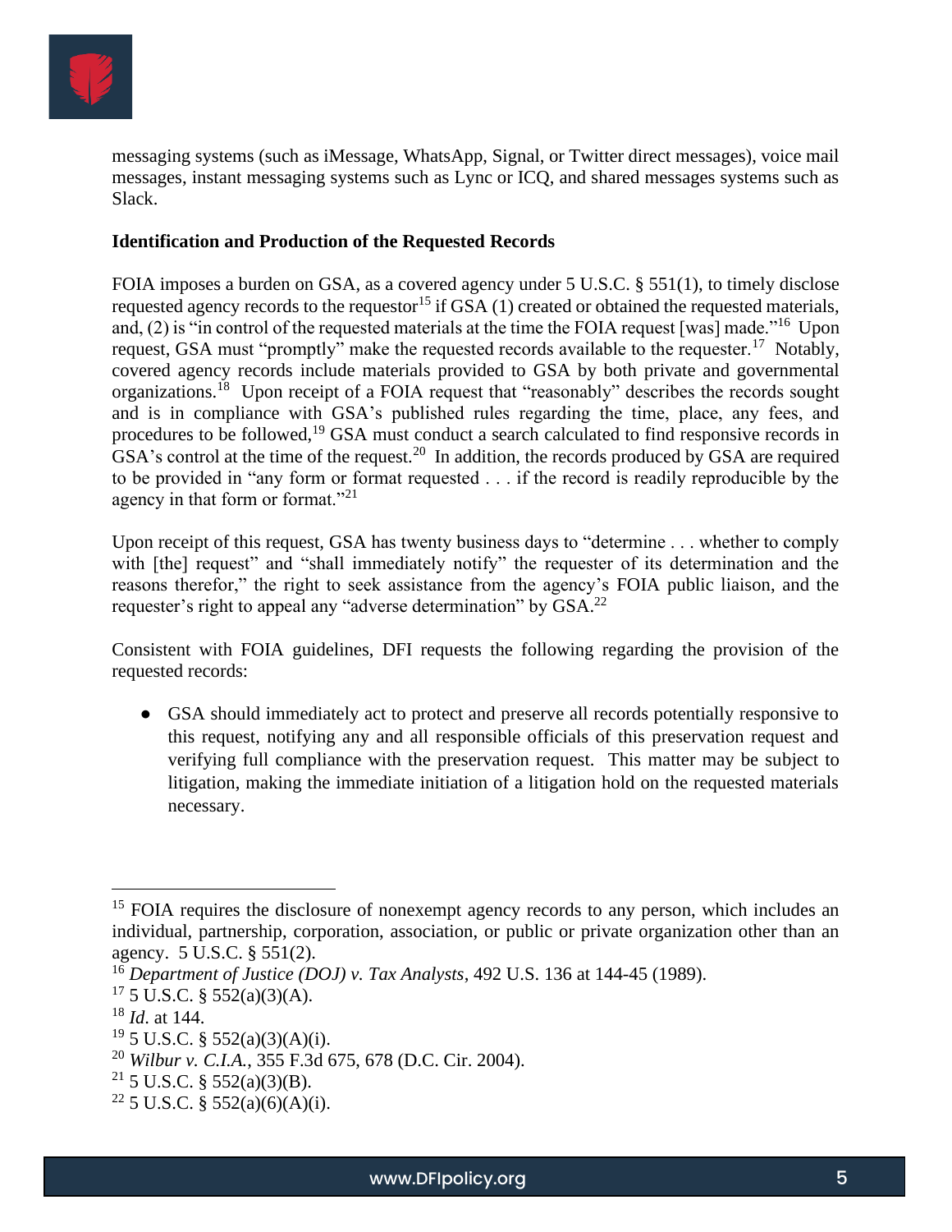messaging systems (such as iMessage, WhatsApp, Signal, or Twitter direct messages), voice mail messages, instant messaging systems such as Lync or ICQ, and shared messages systems such as Slack.

**Identification and Production of the Requested Records**

FOIA imposes a burden on GSA, as a covered agency under 5 U.S.C. § 551(1), to timely disclose requested agency records to the requestor[15] if GSA (1) created or obtained the requested materials, and, (2) is "in control of the requested materials at the time the FOIA request [was] made."[16] Upon request, GSA must "promptly" make the requested records available to the requester.[17] Notably, covered agency records include materials provided to GSA by both private and governmental organizations.[18] Upon receipt of a FOIA request that "reasonably" describes the records sought and is in compliance with GSA's published rules regarding the time, place, any fees, and procedures to be followed,[19] GSA must conduct a search calculated to find responsive records in GSA's control at the time of the request.[20] In addition, the records produced by GSA are required to be provided in "any form or format requested . . . if the record is readily reproducible by the agency in that form or format."[21]

Upon receipt of this request, GSA has twenty business days to "determine . . . whether to comply with [the] request" and "shall immediately notify" the requester of its determination and the reasons therefor," the right to seek assistance from the agency's FOIA public liaison, and the requester's right to appeal any "adverse determination" by GSA.[22]

Consistent with FOIA guidelines, DFI requests the following regarding the provision of the requested records:

- GSA should immediately act to protect and preserve all records potentially responsive to this request, notifying any and all responsible officials of this preservation request and verifying full compliance with the preservation request. This matter may be subject to litigation, making the immediate initiation of a litigation hold on the requested materials necessary.

---

[15] FOIA requires the disclosure of nonexempt agency records to any person, which includes an individual, partnership, corporation, association, or public or private organization other than an agency. 5 U.S.C. § 551(2).

[16] *Department of Justice (DOJ) v. Tax Analysts*, 492 U.S. 136 at 144-45 (1989).

[17] 5 U.S.C. § 552(a)(3)(A).

[18] *Id*. at 144.

[19] 5 U.S.C. § 552(a)(3)(A)(i).

[20] *Wilbur v. C.I.A.*, 355 F.3d 675, 678 (D.C. Cir. 2004).

[21] 5 U.S.C. § 552(a)(3)(B).

[22] 5 U.S.C. § 552(a)(6)(A)(i).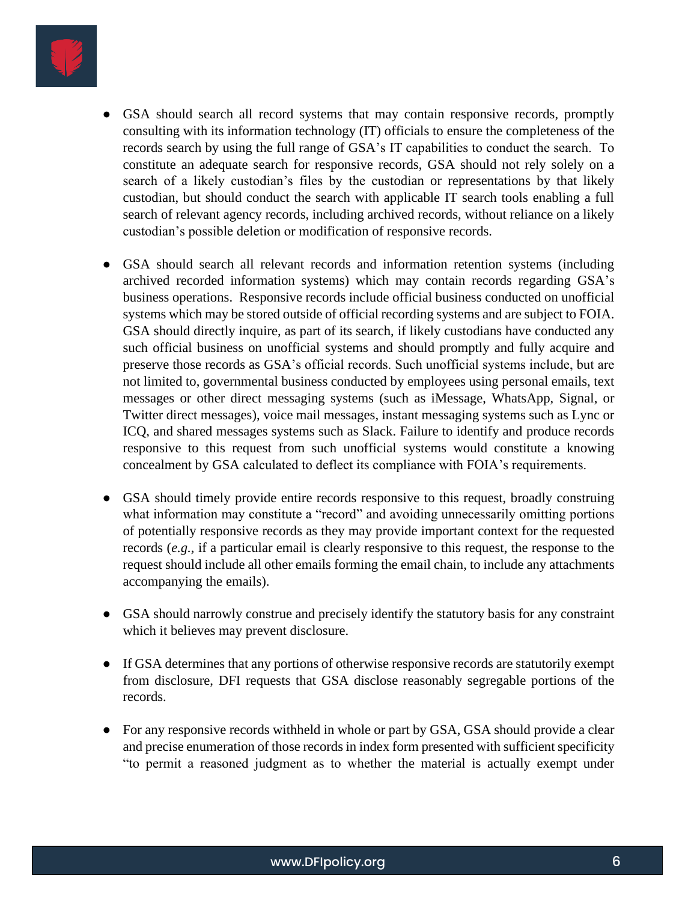- GSA should search all record systems that may contain responsive records, promptly consulting with its information technology (IT) officials to ensure the completeness of the records search by using the full range of GSA's IT capabilities to conduct the search. To constitute an adequate search for responsive records, GSA should not rely solely on a search of a likely custodian's files by the custodian or representations by that likely custodian, but should conduct the search with applicable IT search tools enabling a full search of relevant agency records, including archived records, without reliance on a likely custodian's possible deletion or modification of responsive records.

- GSA should search all relevant records and information retention systems (including archived recorded information systems) which may contain records regarding GSA's business operations. Responsive records include official business conducted on unofficial systems which may be stored outside of official recording systems and are subject to FOIA. GSA should directly inquire, as part of its search, if likely custodians have conducted any such official business on unofficial systems and should promptly and fully acquire and preserve those records as GSA's official records. Such unofficial systems include, but are not limited to, governmental business conducted by employees using personal emails, text messages or other direct messaging systems (such as iMessage, WhatsApp, Signal, or Twitter direct messages), voice mail messages, instant messaging systems such as Lync or ICQ, and shared messages systems such as Slack. Failure to identify and produce records responsive to this request from such unofficial systems would constitute a knowing concealment by GSA calculated to deflect its compliance with FOIA's requirements.

- GSA should timely provide entire records responsive to this request, broadly construing what information may constitute a "record" and avoiding unnecessarily omitting portions of potentially responsive records as they may provide important context for the requested records (*e.g.*, if a particular email is clearly responsive to this request, the response to the request should include all other emails forming the email chain, to include any attachments accompanying the emails).

- GSA should narrowly construe and precisely identify the statutory basis for any constraint which it believes may prevent disclosure.

- If GSA determines that any portions of otherwise responsive records are statutorily exempt from disclosure, DFI requests that GSA disclose reasonably segregable portions of the records.

- For any responsive records withheld in whole or part by GSA, GSA should provide a clear and precise enumeration of those records in index form presented with sufficient specificity "to permit a reasoned judgment as to whether the material is actually exempt under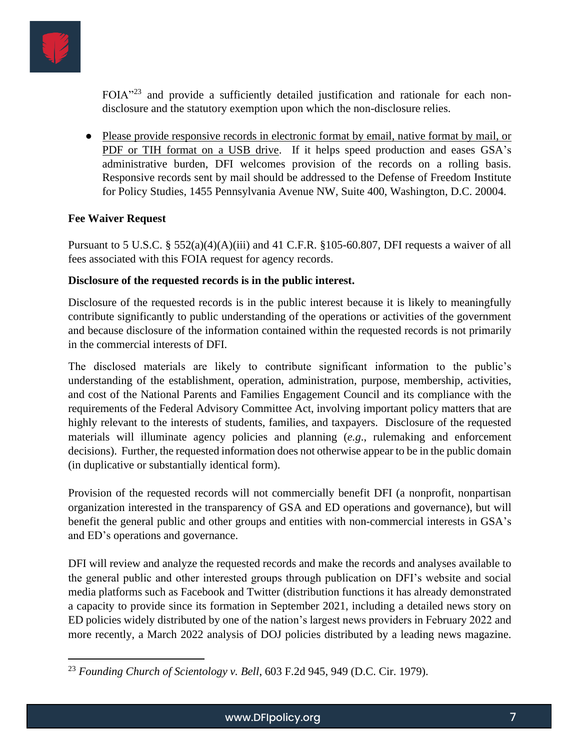FOIA"[23] and provide a sufficiently detailed justification and rationale for each non-disclosure and the statutory exemption upon which the non-disclosure relies.

- Please provide responsive records in electronic format by email, native format by mail, or PDF or TIH format on a USB drive. If it helps speed production and eases GSA's administrative burden, DFI welcomes provision of the records on a rolling basis. Responsive records sent by mail should be addressed to the Defense of Freedom Institute for Policy Studies, 1455 Pennsylvania Avenue NW, Suite 400, Washington, D.C. 20004.

**Fee Waiver Request**

Pursuant to 5 U.S.C. § 552(a)(4)(A)(iii) and 41 C.F.R. §105-60.807, DFI requests a waiver of all fees associated with this FOIA request for agency records.

**Disclosure of the requested records is in the public interest.**

Disclosure of the requested records is in the public interest because it is likely to meaningfully contribute significantly to public understanding of the operations or activities of the government and because disclosure of the information contained within the requested records is not primarily in the commercial interests of DFI.

The disclosed materials are likely to contribute significant information to the public's understanding of the establishment, operation, administration, purpose, membership, activities, and cost of the National Parents and Families Engagement Council and its compliance with the requirements of the Federal Advisory Committee Act, involving important policy matters that are highly relevant to the interests of students, families, and taxpayers. Disclosure of the requested materials will illuminate agency policies and planning (*e.g*., rulemaking and enforcement decisions). Further, the requested information does not otherwise appear to be in the public domain (in duplicative or substantially identical form).

Provision of the requested records will not commercially benefit DFI (a nonprofit, nonpartisan organization interested in the transparency of GSA and ED operations and governance), but will benefit the general public and other groups and entities with non-commercial interests in GSA's and ED's operations and governance.

DFI will review and analyze the requested records and make the records and analyses available to the general public and other interested groups through publication on DFI's website and social media platforms such as Facebook and Twitter (distribution functions it has already demonstrated a capacity to provide since its formation in September 2021, including a detailed news story on ED policies widely distributed by one of the nation's largest news providers in February 2022 and more recently, a March 2022 analysis of DOJ policies distributed by a leading news magazine.

---

[23] *Founding Church of Scientology v. Bell*, 603 F.2d 945, 949 (D.C. Cir. 1979).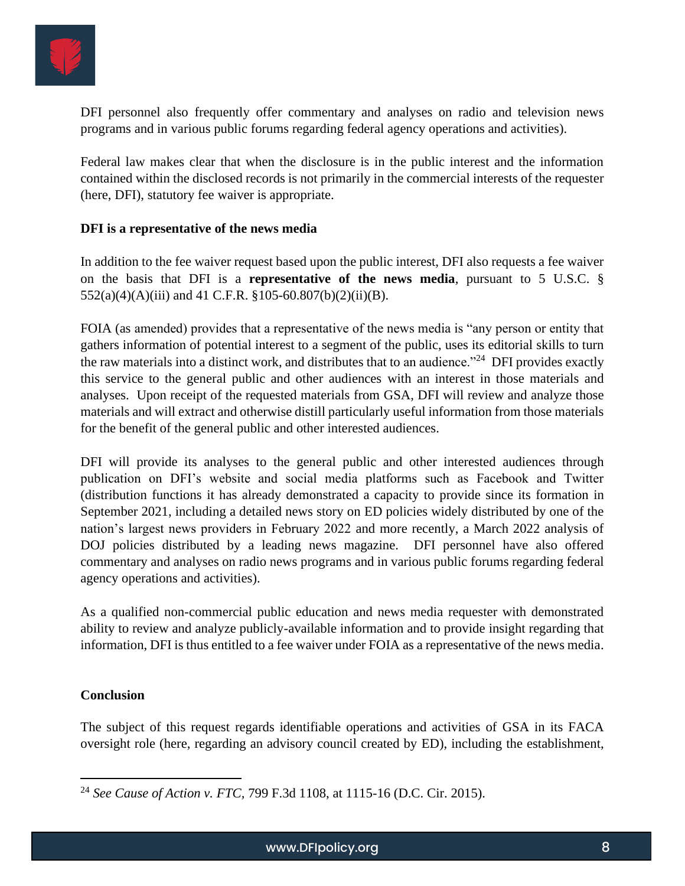DFI personnel also frequently offer commentary and analyses on radio and television news programs and in various public forums regarding federal agency operations and activities).

Federal law makes clear that when the disclosure is in the public interest and the information contained within the disclosed records is not primarily in the commercial interests of the requester (here, DFI), statutory fee waiver is appropriate.

**DFI is a representative of the news media**

In addition to the fee waiver request based upon the public interest, DFI also requests a fee waiver on the basis that DFI is a **representative of the news media**, pursuant to 5 U.S.C. § 552(a)(4)(A)(iii) and 41 C.F.R. §105-60.807(b)(2)(ii)(B).

FOIA (as amended) provides that a representative of the news media is "any person or entity that gathers information of potential interest to a segment of the public, uses its editorial skills to turn the raw materials into a distinct work, and distributes that to an audience."[24] DFI provides exactly this service to the general public and other audiences with an interest in those materials and analyses. Upon receipt of the requested materials from GSA, DFI will review and analyze those materials and will extract and otherwise distill particularly useful information from those materials for the benefit of the general public and other interested audiences.

DFI will provide its analyses to the general public and other interested audiences through publication on DFI's website and social media platforms such as Facebook and Twitter (distribution functions it has already demonstrated a capacity to provide since its formation in September 2021, including a detailed news story on ED policies widely distributed by one of the nation's largest news providers in February 2022 and more recently, a March 2022 analysis of DOJ policies distributed by a leading news magazine. DFI personnel have also offered commentary and analyses on radio news programs and in various public forums regarding federal agency operations and activities).

As a qualified non-commercial public education and news media requester with demonstrated ability to review and analyze publicly-available information and to provide insight regarding that information, DFI is thus entitled to a fee waiver under FOIA as a representative of the news media.

**Conclusion**

The subject of this request regards identifiable operations and activities of GSA in its FACA oversight role (here, regarding an advisory council created by ED), including the establishment,

[24] *See Cause of Action v. FTC*, 799 F.3d 1108, at 1115-16 (D.C. Cir. 2015).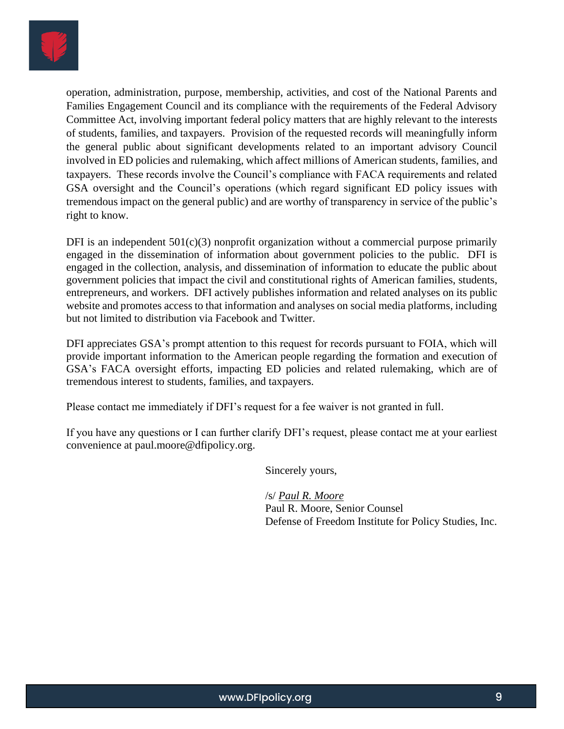operation, administration, purpose, membership, activities, and cost of the National Parents and Families Engagement Council and its compliance with the requirements of the Federal Advisory Committee Act, involving important federal policy matters that are highly relevant to the interests of students, families, and taxpayers. Provision of the requested records will meaningfully inform the general public about significant developments related to an important advisory Council involved in ED policies and rulemaking, which affect millions of American students, families, and taxpayers. These records involve the Council's compliance with FACA requirements and related GSA oversight and the Council's operations (which regard significant ED policy issues with tremendous impact on the general public) and are worthy of transparency in service of the public's right to know.

DFI is an independent 501(c)(3) nonprofit organization without a commercial purpose primarily engaged in the dissemination of information about government policies to the public. DFI is engaged in the collection, analysis, and dissemination of information to educate the public about government policies that impact the civil and constitutional rights of American families, students, entrepreneurs, and workers. DFI actively publishes information and related analyses on its public website and promotes access to that information and analyses on social media platforms, including but not limited to distribution via Facebook and Twitter.

DFI appreciates GSA's prompt attention to this request for records pursuant to FOIA, which will provide important information to the American people regarding the formation and execution of GSA's FACA oversight efforts, impacting ED policies and related rulemaking, which are of tremendous interest to students, families, and taxpayers.

Please contact me immediately if DFI's request for a fee waiver is not granted in full.

If you have any questions or I can further clarify DFI's request, please contact me at your earliest convenience at paul.moore@dfipolicy.org.

Sincerely yours,

/s/ *Paul R. Moore*
Paul R. Moore, Senior Counsel
Defense of Freedom Institute for Policy Studies, Inc.